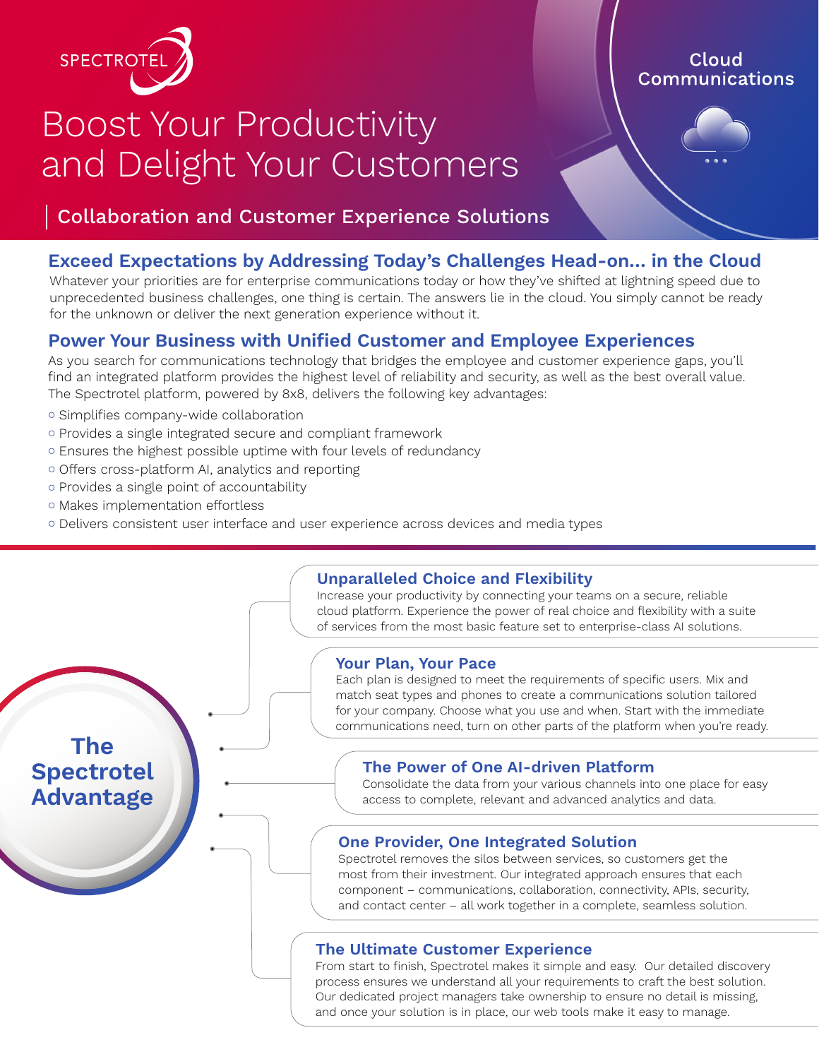SPECTROTEL

Cloud Communications

# Boost Your Productivity and Delight Your Customers

## Collaboration and Customer Experience Solutions

### Exceed Expectations by Addressing Today's Challenges Head-on... in the Cloud

Whatever your priorities are for enterprise communications today or how they've shifted at lightning speed due to unprecedented business challenges, one thing is certain. The answers lie in the cloud. You simply cannot be ready for the unknown or deliver the next generation experience without it.

### Power Your Business with Unified Customer and Employee Experiences

As you search for communications technology that bridges the employee and customer experience gaps, you'll find an integrated platform provides the highest level of reliability and security, as well as the best overall value. The Spectrotel platform, powered by 8x8, delivers the following key advantages:

- Simplifies company-wide collaboration
- Provides a single integrated secure and compliant framework
- Ensures the highest possible uptime with four levels of redundancy
- Offers cross-platform AI, analytics and reporting
- Provides a single point of accountability
- Makes implementation effortless
- Delivers consistent user interface and user experience across devices and media types

## The Spectrotel Advantage

### Unparalleled Choice and Flexibility

Increase your productivity by connecting your teams on a secure, reliable cloud platform. Experience the power of real choice and flexibility with a suite of services from the most basic feature set to enterprise-class AI solutions.

### Your Plan, Your Pace

Each plan is designed to meet the requirements of specific users. Mix and match seat types and phones to create a communications solution tailored for your company. Choose what you use and when. Start with the immediate communications need, turn on other parts of the platform when you're ready.

### The Power of One AI-driven Platform

Consolidate the data from your various channels into one place for easy access to complete, relevant and advanced analytics and data.

### One Provider, One Integrated Solution

Spectrotel removes the silos between services, so customers get the most from their investment. Our integrated approach ensures that each component – communications, collaboration, connectivity, APIs, security, and contact center – all work together in a complete, seamless solution.

### The Ultimate Customer Experience

From start to finish, Spectrotel makes it simple and easy. Our detailed discovery process ensures we understand all your requirements to craft the best solution. Our dedicated project managers take ownership to ensure no detail is missing, and once your solution is in place, our web tools make it easy to manage.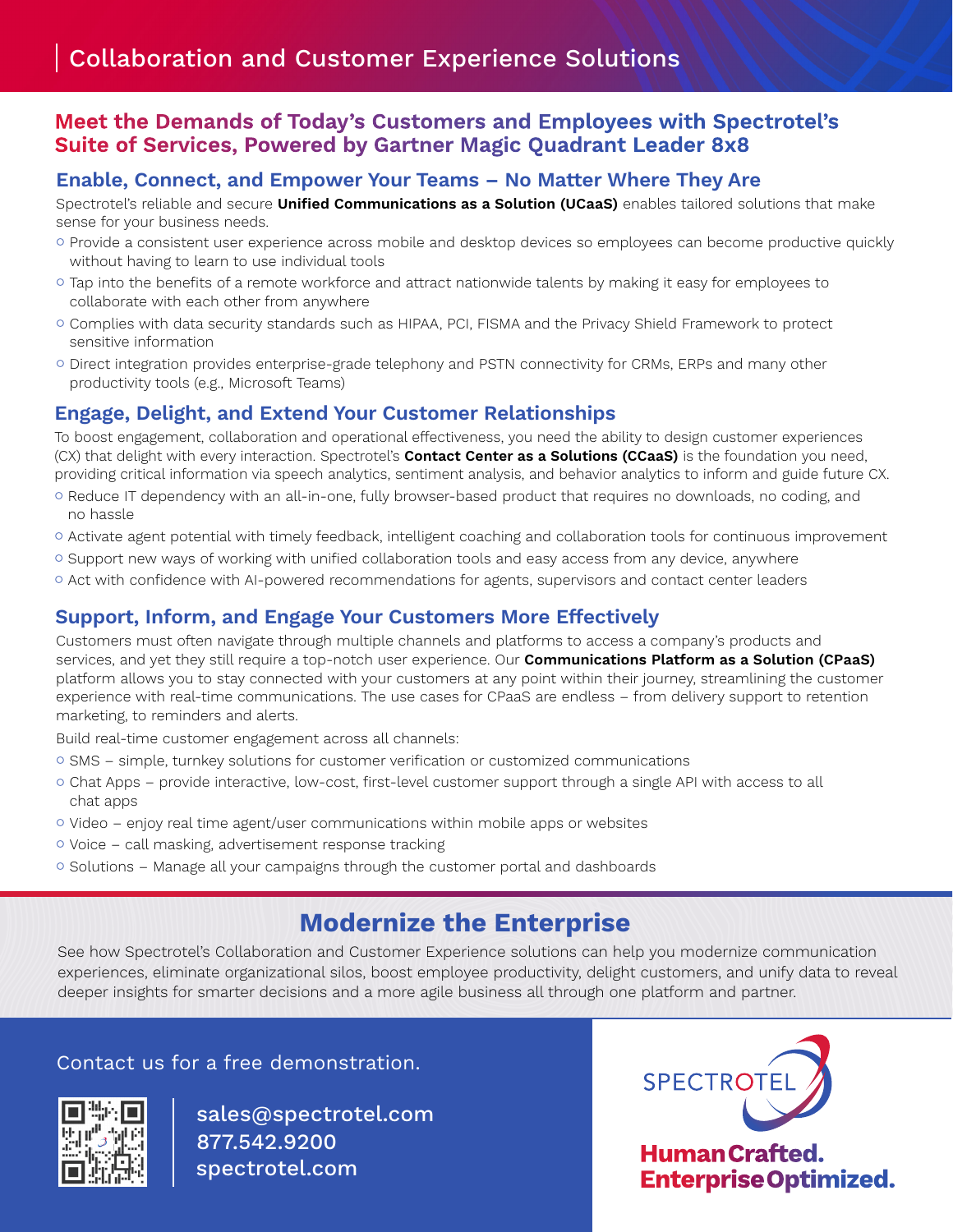# Collaboration and Customer Experience Solutions

## Meet the Demands of Today's Customers and Employees with Spectrotel's Suite of Services, Powered by Gartner Magic Quadrant Leader 8x8

### Enable, Connect, and Empower Your Teams – No Matter Where They Are

Spectrotel's reliable and secure **Unified Communications as a Solution (UCaaS)** enables tailored solutions that make sense for your business needs.

- Provide a consistent user experience across mobile and desktop devices so employees can become productive quickly without having to learn to use individual tools
- Tap into the benefits of a remote workforce and attract nationwide talents by making it easy for employees to collaborate with each other from anywhere
- Complies with data security standards such as HIPAA, PCI, FISMA and the Privacy Shield Framework to protect sensitive information
- Direct integration provides enterprise-grade telephony and PSTN connectivity for CRMs, ERPs and many other productivity tools (e.g., Microsoft Teams)

### Engage, Delight, and Extend Your Customer Relationships

To boost engagement, collaboration and operational effectiveness, you need the ability to design customer experiences (CX) that delight with every interaction. Spectrotel's **Contact Center as a Solutions (CCaaS)** is the foundation you need, providing critical information via speech analytics, sentiment analysis, and behavior analytics to inform and guide future CX.

- Reduce IT dependency with an all-in-one, fully browser-based product that requires no downloads, no coding, and no hassle
- Activate agent potential with timely feedback, intelligent coaching and collaboration tools for continuous improvement
- Support new ways of working with unified collaboration tools and easy access from any device, anywhere
- Act with confidence with AI-powered recommendations for agents, supervisors and contact center leaders

### Support, Inform, and Engage Your Customers More Effectively

Customers must often navigate through multiple channels and platforms to access a company's products and services, and yet they still require a top-notch user experience. Our **Communications Platform as a Solution (CPaaS)** platform allows you to stay connected with your customers at any point within their journey, streamlining the customer experience with real-time communications. The use cases for CPaaS are endless – from delivery support to retention marketing, to reminders and alerts.

Build real-time customer engagement across all channels:

- SMS – simple, turnkey solutions for customer verification or customized communications
- Chat Apps – provide interactive, low-cost, first-level customer support through a single API with access to all chat apps
- Video – enjoy real time agent/user communications within mobile apps or websites
- Voice – call masking, advertisement response tracking
- Solutions – Manage all your campaigns through the customer portal and dashboards

## Modernize the Enterprise

See how Spectrotel's Collaboration and Customer Experience solutions can help you modernize communication experiences, eliminate organizational silos, boost employee productivity, delight customers, and unify data to reveal deeper insights for smarter decisions and a more agile business all through one platform and partner.

Contact us for a free demonstration.

sales@spectrotel.com
877.542.9200
spectrotel.com

SPECTROTEL

**Human Crafted. Enterprise Optimized.**